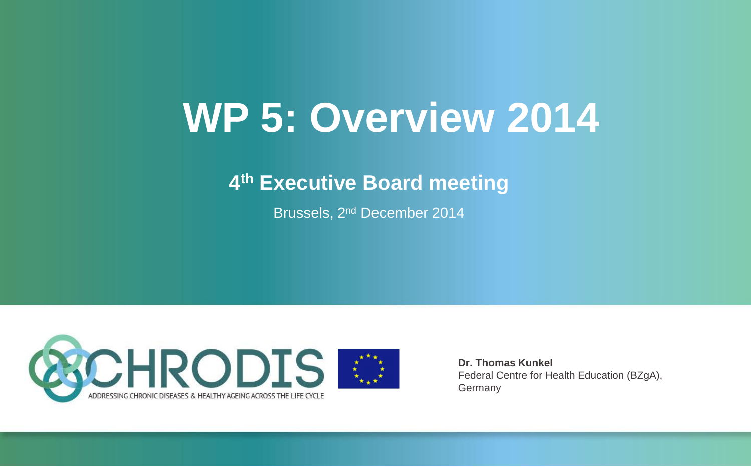# WP 5: Overview 2014

## 4th Executive Board meeting

Brussels, 2nd December 2014

CHRODIS

ADDRESSING CHRONIC DISEASES & HEALTHY AGEING ACROSS THE LIFE CYCLE

**Dr. Thomas Kunkel**
Federal Centre for Health Education (BZgA), Germany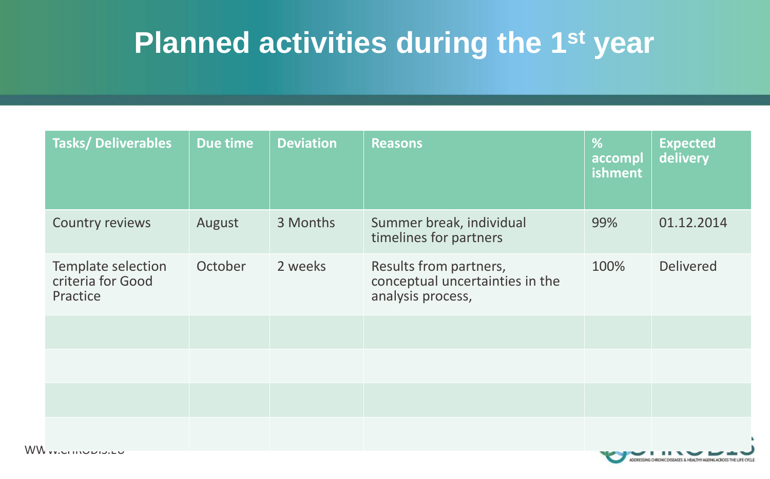# Planned activities during the 1st year

| Tasks/ Deliverables | Due time | Deviation | Reasons | % accomplishment | Expected delivery |
|---|---|---|---|---|---|
| Country reviews | August | 3 Months | Summer break, individual timelines for partners | 99% | 01.12.2014 |
| Template selection criteria for Good Practice | October | 2 weeks | Results from partners, conceptual uncertainties in the analysis process, | 100% | Delivered |
| | | | | | |
| | | | | | |
| | | | | | |
| | | | | | |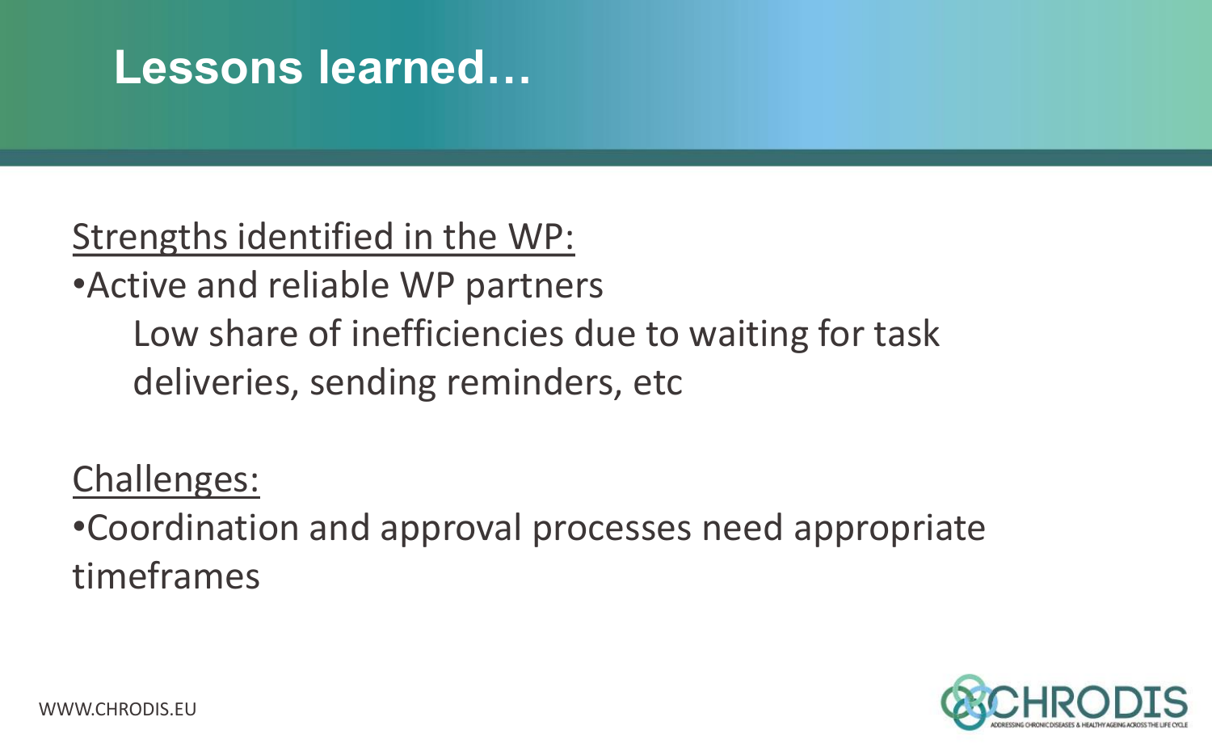# Lessons learned…

Strengths identified in the WP:

- Active and reliable WP partners
  
  Low share of inefficiencies due to waiting for task deliveries, sending reminders, etc

Challenges:

- Coordination and approval processes need appropriate timeframes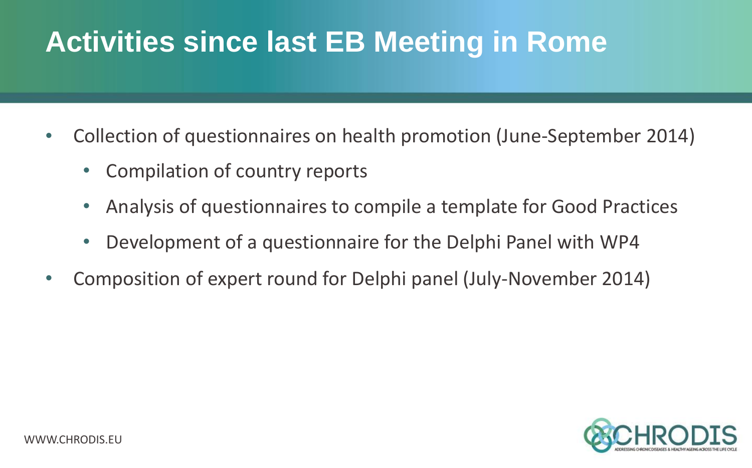# Activities since last EB Meeting in Rome

- Collection of questionnaires on health promotion (June-September 2014)
  - Compilation of country reports
  - Analysis of questionnaires to compile a template for Good Practices
  - Development of a questionnaire for the Delphi Panel with WP4
- Composition of expert round for Delphi panel (July-November 2014)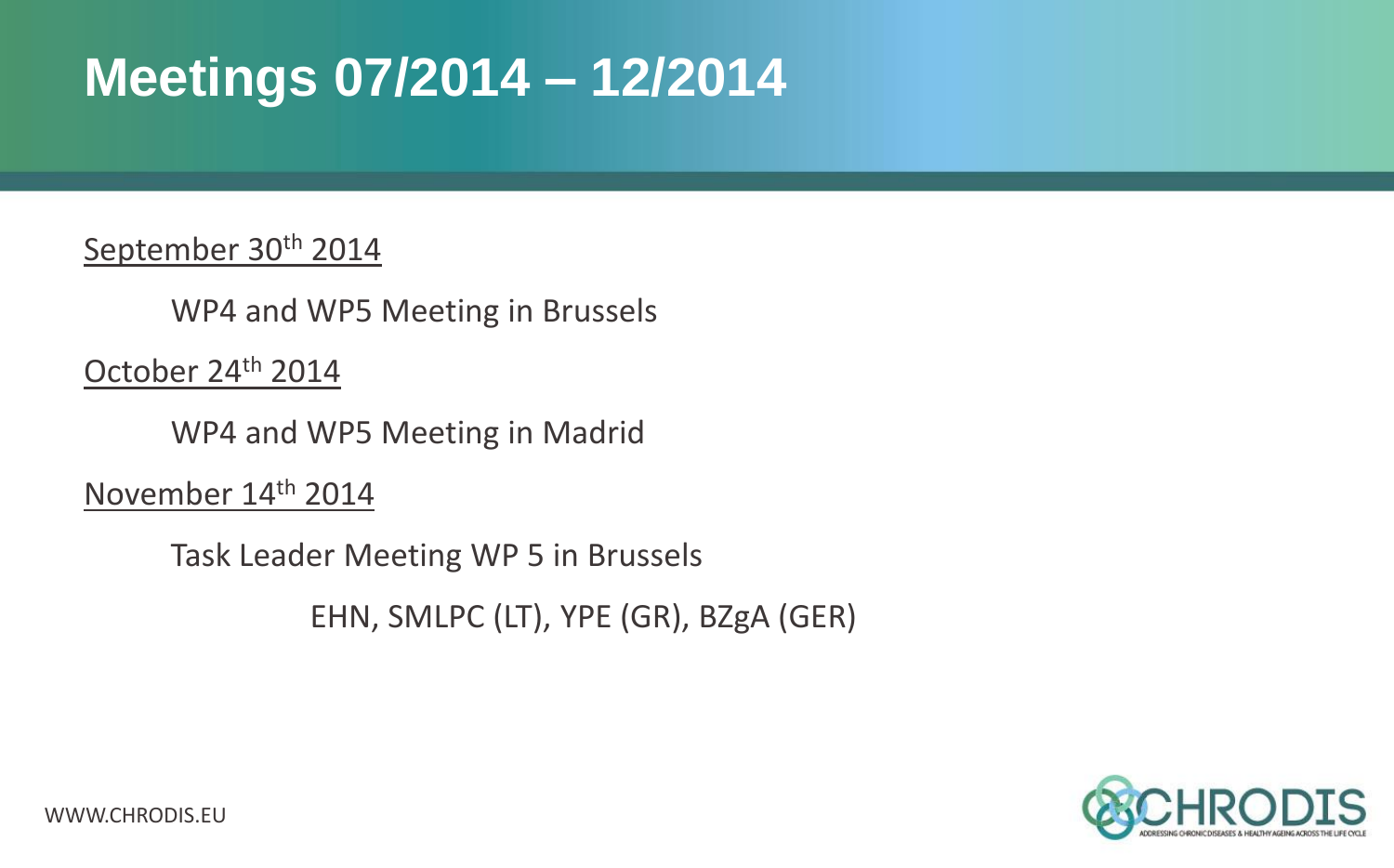# Meetings 07/2014 – 12/2014

September 30th 2014

WP4 and WP5 Meeting in Brussels

October 24th 2014

WP4 and WP5 Meeting in Madrid

November 14th 2014

Task Leader Meeting WP 5 in Brussels

EHN, SMLPC (LT), YPE (GR), BZgA (GER)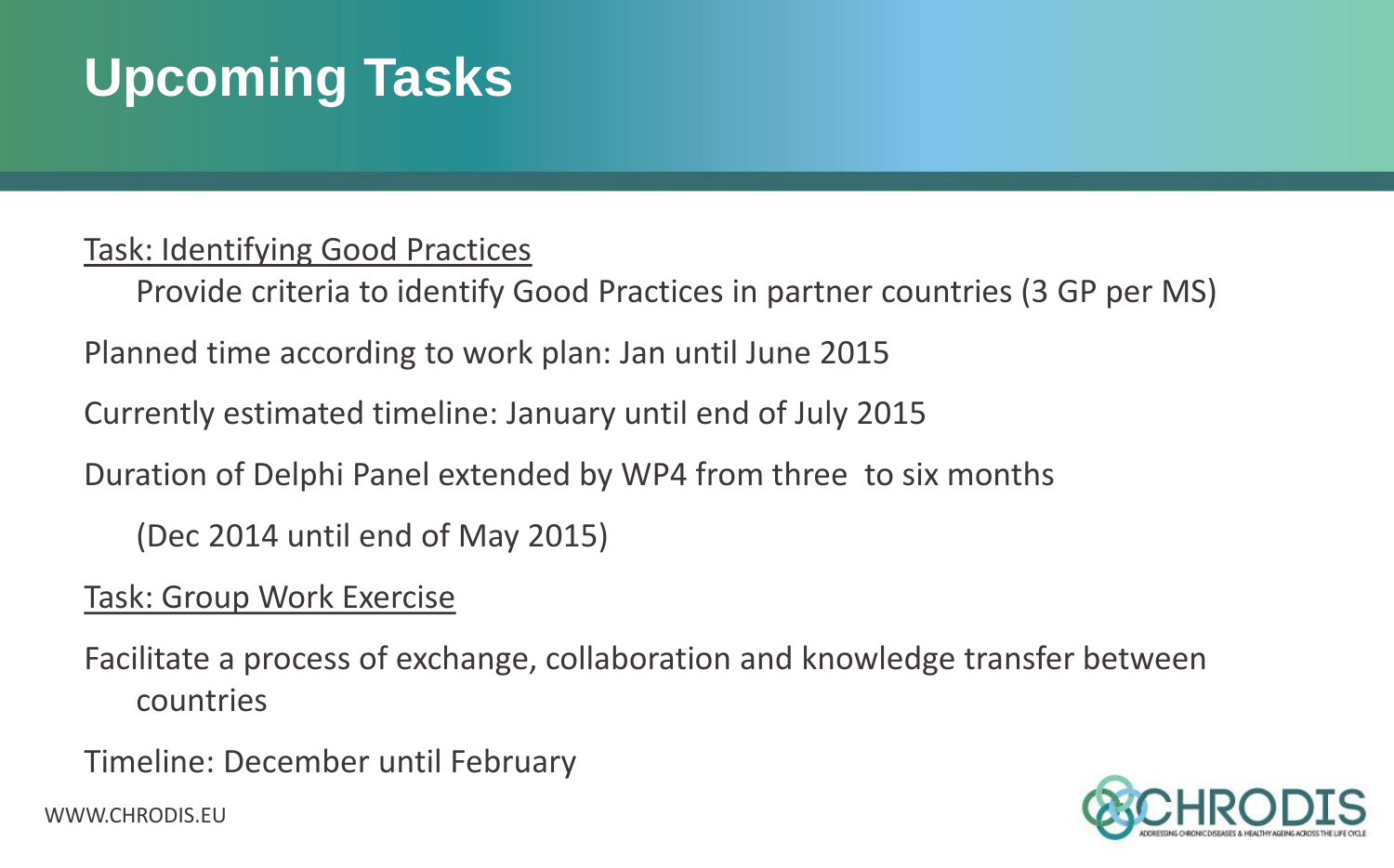# Upcoming Tasks

Task: Identifying Good Practices

Provide criteria to identify Good Practices in partner countries (3 GP per MS)

Planned time according to work plan: Jan until June 2015

Currently estimated timeline: January until end of July 2015

Duration of Delphi Panel extended by WP4 from three to six months

(Dec 2014 until end of May 2015)

Task: Group Work Exercise

Facilitate a process of exchange, collaboration and knowledge transfer between countries

Timeline: December until February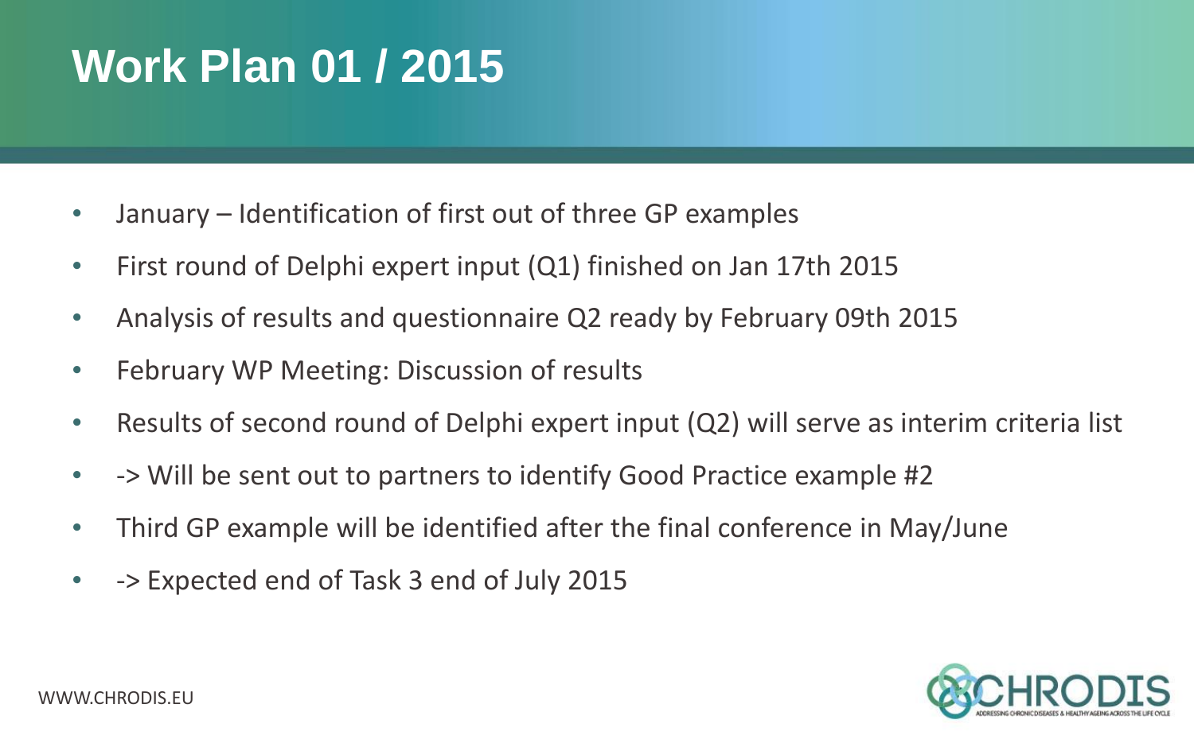# Work Plan 01 / 2015

- January – Identification of first out of three GP examples
- First round of Delphi expert input (Q1) finished on Jan 17th 2015
- Analysis of results and questionnaire Q2 ready by February 09th 2015
- February WP Meeting: Discussion of results
- Results of second round of Delphi expert input (Q2) will serve as interim criteria list
- -> Will be sent out to partners to identify Good Practice example #2
- Third GP example will be identified after the final conference in May/June
- -> Expected end of Task 3 end of July 2015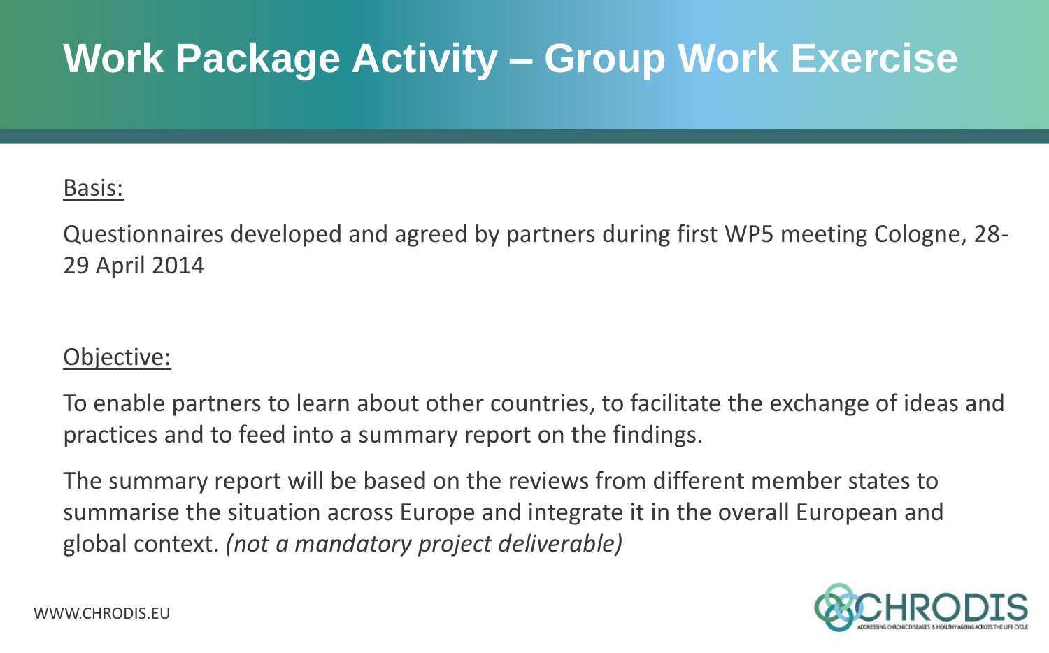# Work Package Activity – Group Work Exercise

Basis:

Questionnaires developed and agreed by partners during first WP5 meeting Cologne, 28-29 April 2014

Objective:

To enable partners to learn about other countries, to facilitate the exchange of ideas and practices and to feed into a summary report on the findings.

The summary report will be based on the reviews from different member states to summarise the situation across Europe and integrate it in the overall European and global context. *(not a mandatory project deliverable)*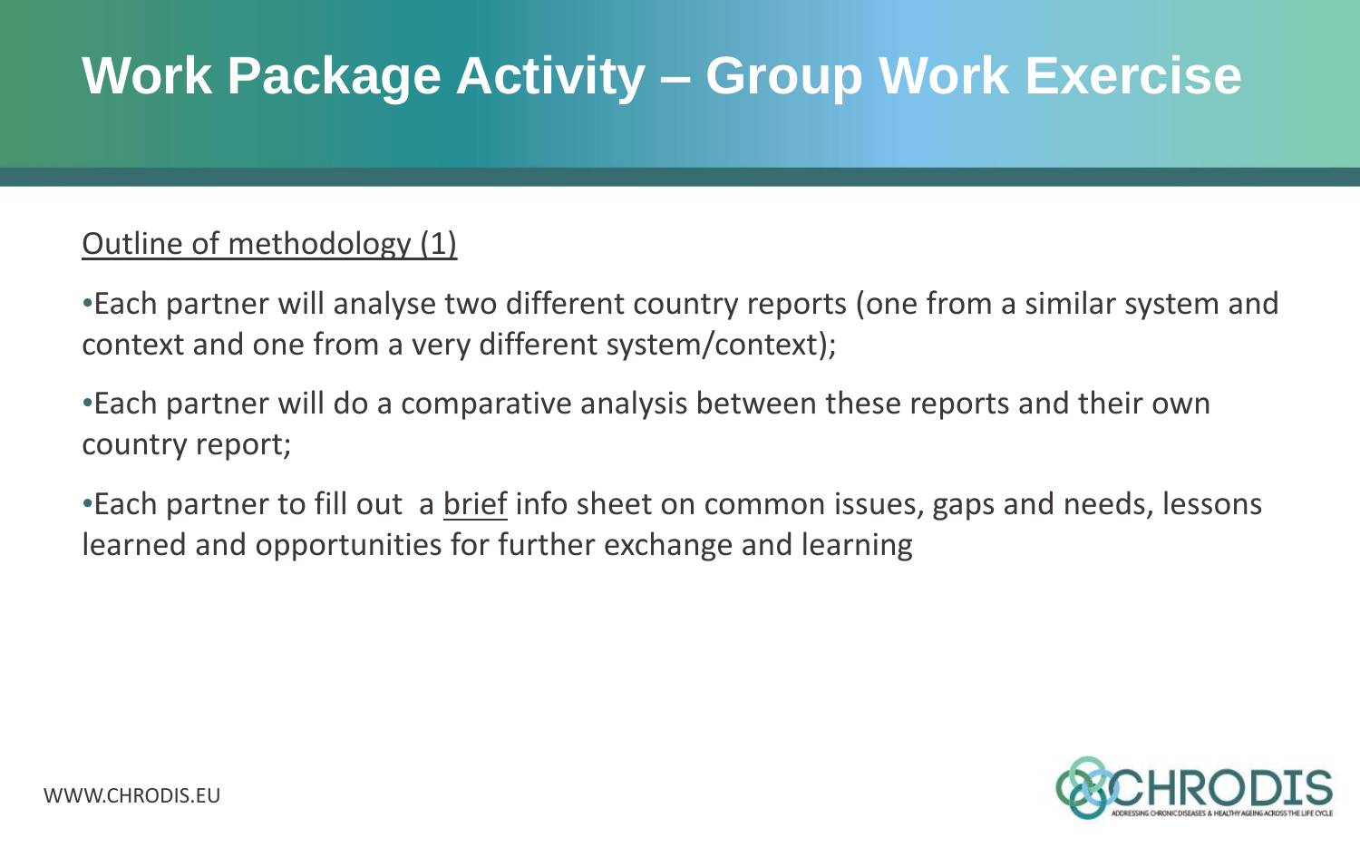# Work Package Activity – Group Work Exercise

Outline of methodology (1)

- Each partner will analyse two different country reports (one from a similar system and context and one from a very different system/context);
- Each partner will do a comparative analysis between these reports and their own country report;
- Each partner to fill out a brief info sheet on common issues, gaps and needs, lessons learned and opportunities for further exchange and learning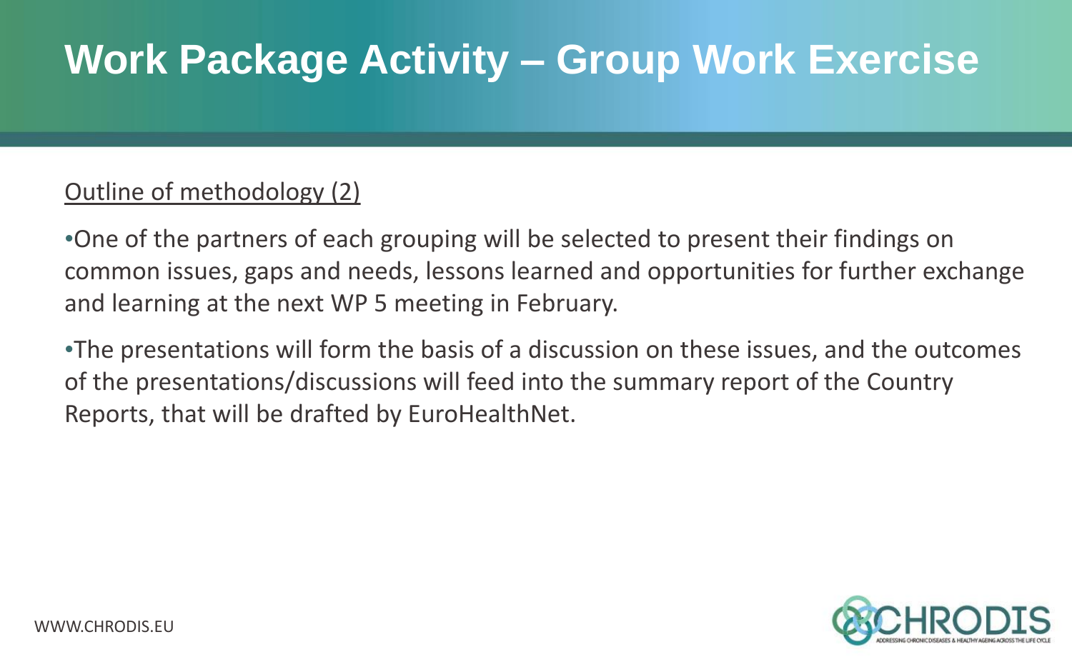# Work Package Activity – Group Work Exercise

Outline of methodology (2)

- One of the partners of each grouping will be selected to present their findings on common issues, gaps and needs, lessons learned and opportunities for further exchange and learning at the next WP 5 meeting in February.
- The presentations will form the basis of a discussion on these issues, and the outcomes of the presentations/discussions will feed into the summary report of the Country Reports, that will be drafted by EuroHealthNet.

WWW.CHRODIS.EU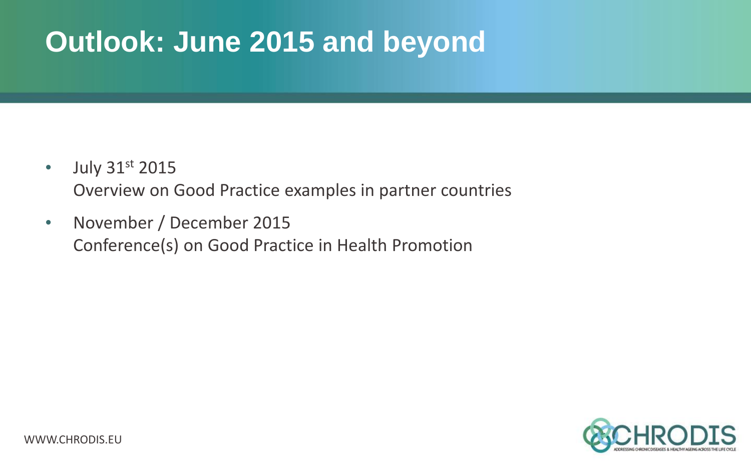# Outlook: June 2015 and beyond

- July 31st 2015
  Overview on Good Practice examples in partner countries
- November / December 2015
  Conference(s) on Good Practice in Health Promotion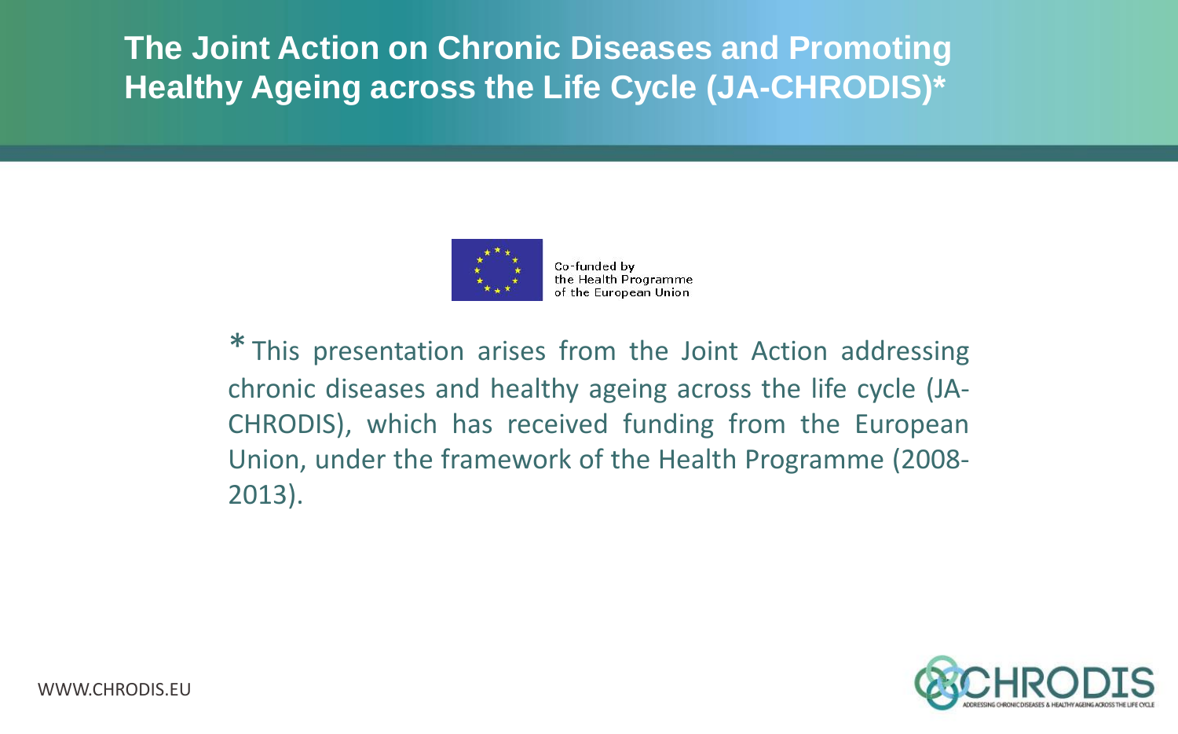# The Joint Action on Chronic Diseases and Promoting Healthy Ageing across the Life Cycle (JA-CHRODIS)*

Co-funded by the Health Programme of the European Union

* This presentation arises from the Joint Action addressing chronic diseases and healthy ageing across the life cycle (JA-CHRODIS), which has received funding from the European Union, under the framework of the Health Programme (2008-2013).

WWW.CHRODIS.EU